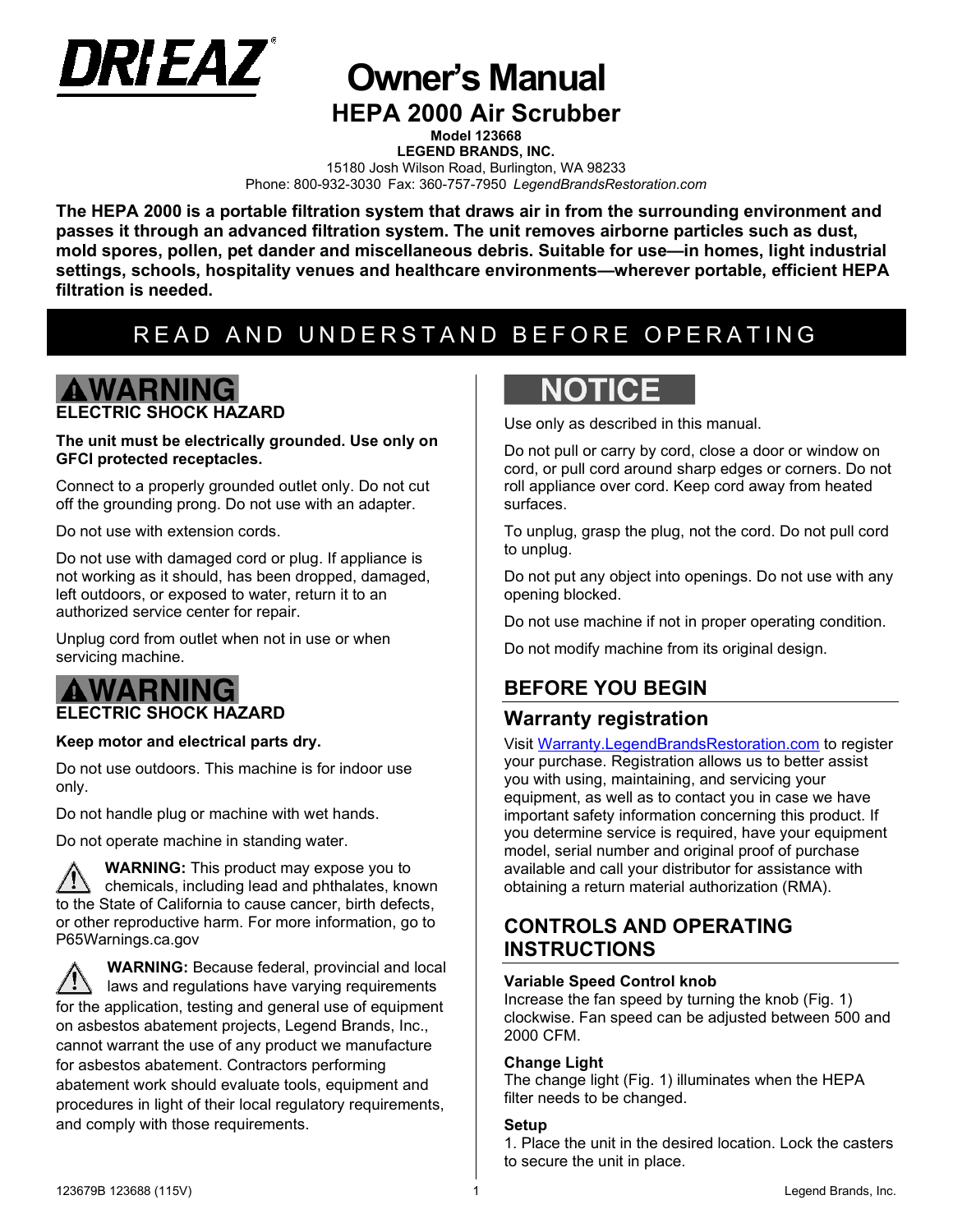# Owner's Manual

## HEPA 2000 Air Scrubber

**Model 123668**
**LEGEND BRANDS, INC.**
15180 Josh Wilson Road, Burlington, WA 98233
Phone: 800-932-3030 Fax: 360-757-7950 *LegendBrandsRestoration.com*

**The HEPA 2000 is a portable filtration system that draws air in from the surrounding environment and passes it through an advanced filtration system. The unit removes airborne particles such as dust, mold spores, pollen, pet dander and miscellaneous debris. Suitable for use—in homes, light industrial settings, schools, hospitality venues and healthcare environments—wherever portable, efficient HEPA filtration is needed.**

## READ AND UNDERSTAND BEFORE OPERATING

### ⚠WARNING
**ELECTRIC SHOCK HAZARD**

**The unit must be electrically grounded. Use only on GFCI protected receptacles.**

Connect to a properly grounded outlet only. Do not cut off the grounding prong. Do not use with an adapter.

Do not use with extension cords.

Do not use with damaged cord or plug. If appliance is not working as it should, has been dropped, damaged, left outdoors, or exposed to water, return it to an authorized service center for repair.

Unplug cord from outlet when not in use or when servicing machine.

### ⚠WARNING
**ELECTRIC SHOCK HAZARD**

**Keep motor and electrical parts dry.**

Do not use outdoors. This machine is for indoor use only.

Do not handle plug or machine with wet hands.

Do not operate machine in standing water.

⚠ **WARNING:** This product may expose you to chemicals, including lead and phthalates, known to the State of California to cause cancer, birth defects, or other reproductive harm. For more information, go to P65Warnings.ca.gov

⚠ **WARNING:** Because federal, provincial and local laws and regulations have varying requirements for the application, testing and general use of equipment on asbestos abatement projects, Legend Brands, Inc., cannot warrant the use of any product we manufacture for asbestos abatement. Contractors performing abatement work should evaluate tools, equipment and procedures in light of their local regulatory requirements, and comply with those requirements.

### NOTICE

Use only as described in this manual.

Do not pull or carry by cord, close a door or window on cord, or pull cord around sharp edges or corners. Do not roll appliance over cord. Keep cord away from heated surfaces.

To unplug, grasp the plug, not the cord. Do not pull cord to unplug.

Do not put any object into openings. Do not use with any opening blocked.

Do not use machine if not in proper operating condition.

Do not modify machine from its original design.

## BEFORE YOU BEGIN

### Warranty registration

Visit Warranty.LegendBrandsRestoration.com to register your purchase. Registration allows us to better assist you with using, maintaining, and servicing your equipment, as well as to contact you in case we have important safety information concerning this product. If you determine service is required, have your equipment model, serial number and original proof of purchase available and call your distributor for assistance with obtaining a return material authorization (RMA).

## CONTROLS AND OPERATING INSTRUCTIONS

**Variable Speed Control knob**
Increase the fan speed by turning the knob (Fig. 1) clockwise. Fan speed can be adjusted between 500 and 2000 CFM.

**Change Light**
The change light (Fig. 1) illuminates when the HEPA filter needs to be changed.

**Setup**
1. Place the unit in the desired location. Lock the casters to secure the unit in place.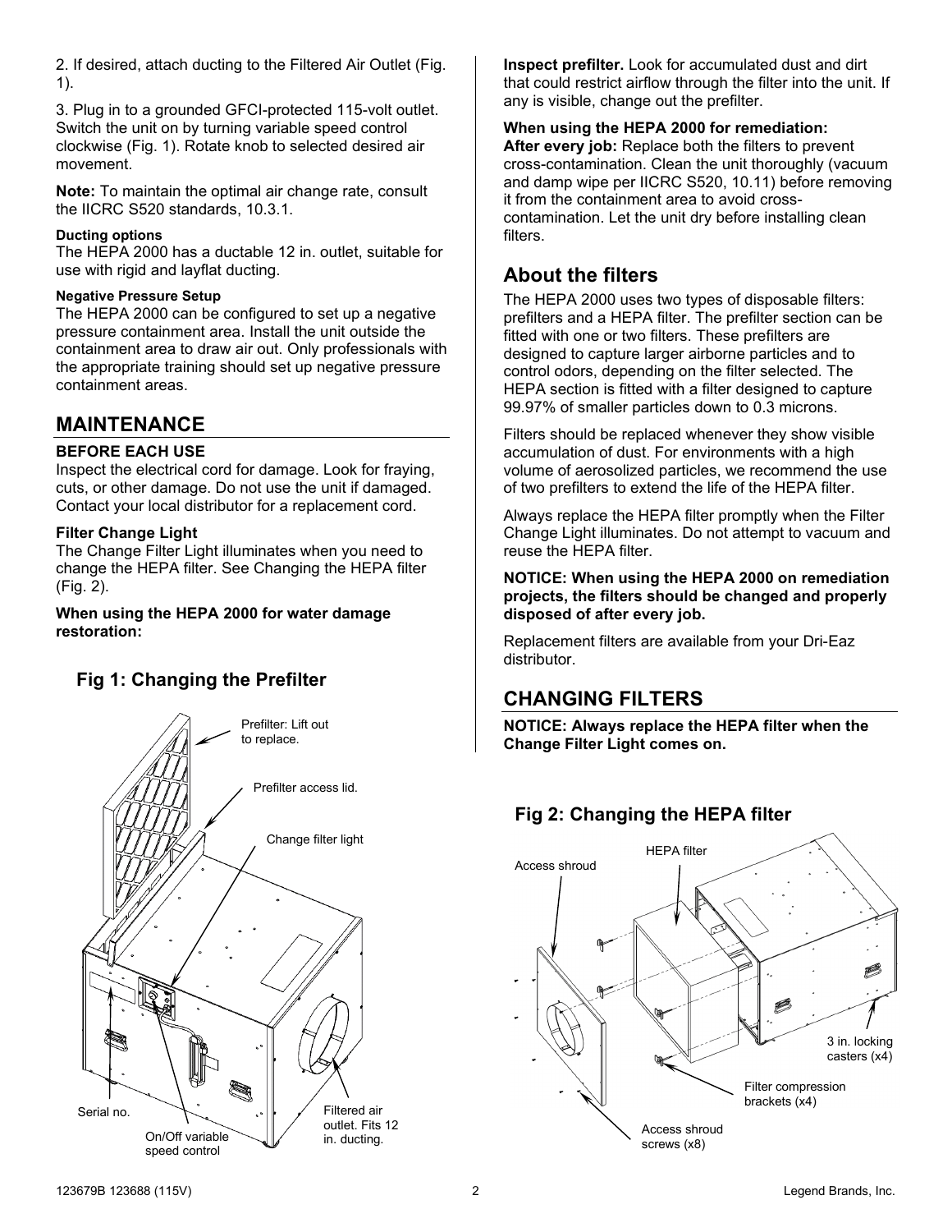2. If desired, attach ducting to the Filtered Air Outlet (Fig. 1).

3. Plug in to a grounded GFCI-protected 115-volt outlet. Switch the unit on by turning variable speed control clockwise (Fig. 1). Rotate knob to selected desired air movement.

**Note:** To maintain the optimal air change rate, consult the IICRC S520 standards, 10.3.1.

#### Ducting options

The HEPA 2000 has a ductable 12 in. outlet, suitable for use with rigid and layflat ducting.

#### Negative Pressure Setup

The HEPA 2000 can be configured to set up a negative pressure containment area. Install the unit outside the containment area to draw air out. Only professionals with the appropriate training should set up negative pressure containment areas.

## MAINTENANCE

### BEFORE EACH USE

Inspect the electrical cord for damage. Look for fraying, cuts, or other damage. Do not use the unit if damaged. Contact your local distributor for a replacement cord.

**Filter Change Light**

The Change Filter Light illuminates when you need to change the HEPA filter. See Changing the HEPA filter (Fig. 2).

**When using the HEPA 2000 for water damage restoration:**

**Inspect prefilter.** Look for accumulated dust and dirt that could restrict airflow through the filter into the unit. If any is visible, change out the prefilter.

**When using the HEPA 2000 for remediation:**

**After every job:** Replace both the filters to prevent cross-contamination. Clean the unit thoroughly (vacuum and damp wipe per IICRC S520, 10.11) before removing it from the containment area to avoid cross-contamination. Let the unit dry before installing clean filters.

### Fig 1: Changing the Prefilter

Prefilter: Lift out to replace.

Prefilter access lid.

Change filter light

Serial no.

On/Off variable speed control

Filtered air outlet. Fits 12 in. ducting.

## About the filters

The HEPA 2000 uses two types of disposable filters: prefilters and a HEPA filter. The prefilter section can be fitted with one or two filters. These prefilters are designed to capture larger airborne particles and to control odors, depending on the filter selected. The HEPA section is fitted with a filter designed to capture 99.97% of smaller particles down to 0.3 microns.

Filters should be replaced whenever they show visible accumulation of dust. For environments with a high volume of aerosolized particles, we recommend the use of two prefilters to extend the life of the HEPA filter.

Always replace the HEPA filter promptly when the Filter Change Light illuminates. Do not attempt to vacuum and reuse the HEPA filter.

**NOTICE: When using the HEPA 2000 on remediation projects, the filters should be changed and properly disposed of after every job.**

Replacement filters are available from your Dri-Eaz distributor.

## CHANGING FILTERS

**NOTICE: Always replace the HEPA filter when the Change Filter Light comes on.**

### Fig 2: Changing the HEPA filter

Access shroud

HEPA filter

3 in. locking casters (x4)

Filter compression brackets (x4)

Access shroud screws (x8)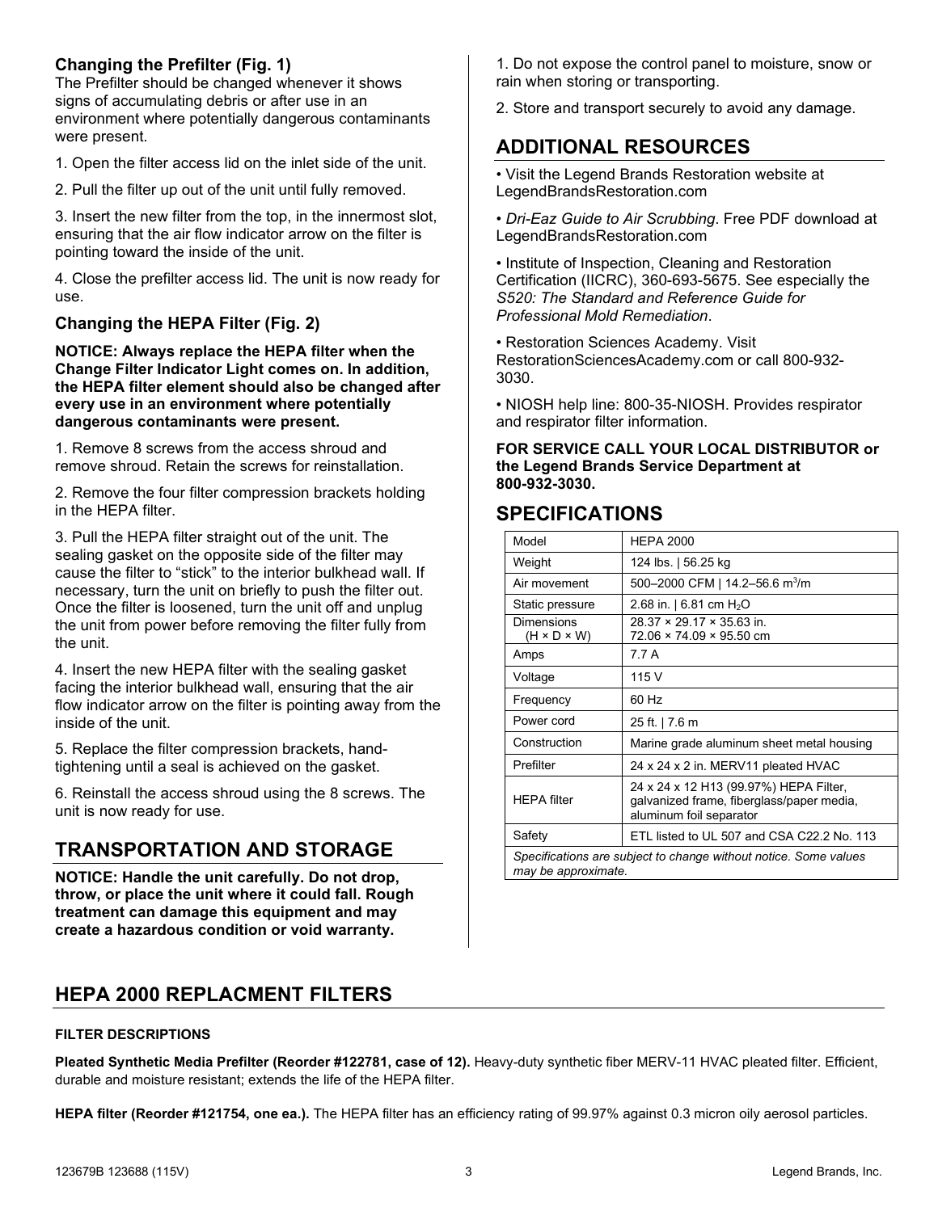### Changing the Prefilter (Fig. 1)

The Prefilter should be changed whenever it shows signs of accumulating debris or after use in an environment where potentially dangerous contaminants were present.

1. Open the filter access lid on the inlet side of the unit.

2. Pull the filter up out of the unit until fully removed.

3. Insert the new filter from the top, in the innermost slot, ensuring that the air flow indicator arrow on the filter is pointing toward the inside of the unit.

4. Close the prefilter access lid. The unit is now ready for use.

### Changing the HEPA Filter (Fig. 2)

**NOTICE: Always replace the HEPA filter when the Change Filter Indicator Light comes on. In addition, the HEPA filter element should also be changed after every use in an environment where potentially dangerous contaminants were present.**

1. Remove 8 screws from the access shroud and remove shroud. Retain the screws for reinstallation.

2. Remove the four filter compression brackets holding in the HEPA filter.

3. Pull the HEPA filter straight out of the unit. The sealing gasket on the opposite side of the filter may cause the filter to "stick" to the interior bulkhead wall. If necessary, turn the unit on briefly to push the filter out. Once the filter is loosened, turn the unit off and unplug the unit from power before removing the filter fully from the unit.

4. Insert the new HEPA filter with the sealing gasket facing the interior bulkhead wall, ensuring that the air flow indicator arrow on the filter is pointing away from the inside of the unit.

5. Replace the filter compression brackets, hand-tightening until a seal is achieved on the gasket.

6. Reinstall the access shroud using the 8 screws. The unit is now ready for use.

## TRANSPORTATION AND STORAGE

**NOTICE: Handle the unit carefully. Do not drop, throw, or place the unit where it could fall. Rough treatment can damage this equipment and may create a hazardous condition or void warranty.**

1. Do not expose the control panel to moisture, snow or rain when storing or transporting.

2. Store and transport securely to avoid any damage.

## ADDITIONAL RESOURCES

- Visit the Legend Brands Restoration website at LegendBrandsRestoration.com
- *Dri-Eaz Guide to Air Scrubbing*. Free PDF download at LegendBrandsRestoration.com
- Institute of Inspection, Cleaning and Restoration Certification (IICRC), 360-693-5675. See especially the *S520: The Standard and Reference Guide for Professional Mold Remediation*.
- Restoration Sciences Academy. Visit RestorationSciencesAcademy.com or call 800-932-3030.
- NIOSH help line: 800-35-NIOSH. Provides respirator and respirator filter information.

**FOR SERVICE CALL YOUR LOCAL DISTRIBUTOR or the Legend Brands Service Department at 800-932-3030.**

## SPECIFICATIONS

| | |
|---|---|
| Model | HEPA 2000 |
| Weight | 124 lbs. \| 56.25 kg |
| Air movement | 500–2000 CFM \| 14.2–56.6 $m^3$/m |
| Static pressure | 2.68 in. \| 6.81 cm $H_2O$ |
| Dimensions (H × D × W) | 28.37 × 29.17 × 35.63 in. 72.06 × 74.09 × 95.50 cm |
| Amps | 7.7 A |
| Voltage | 115 V |
| Frequency | 60 Hz |
| Power cord | 25 ft. \| 7.6 m |
| Construction | Marine grade aluminum sheet metal housing |
| Prefilter | 24 x 24 x 2 in. MERV11 pleated HVAC |
| HEPA filter | 24 x 24 x 12 H13 (99.97%) HEPA Filter, galvanized frame, fiberglass/paper media, aluminum foil separator |
| Safety | ETL listed to UL 507 and CSA C22.2 No. 113 |

*Specifications are subject to change without notice. Some values may be approximate.*

## HEPA 2000 REPLACMENT FILTERS

**FILTER DESCRIPTIONS**

**Pleated Synthetic Media Prefilter (Reorder #122781, case of 12).** Heavy-duty synthetic fiber MERV-11 HVAC pleated filter. Efficient, durable and moisture resistant; extends the life of the HEPA filter.

**HEPA filter (Reorder #121754, one ea.).** The HEPA filter has an efficiency rating of 99.97% against 0.3 micron oily aerosol particles.